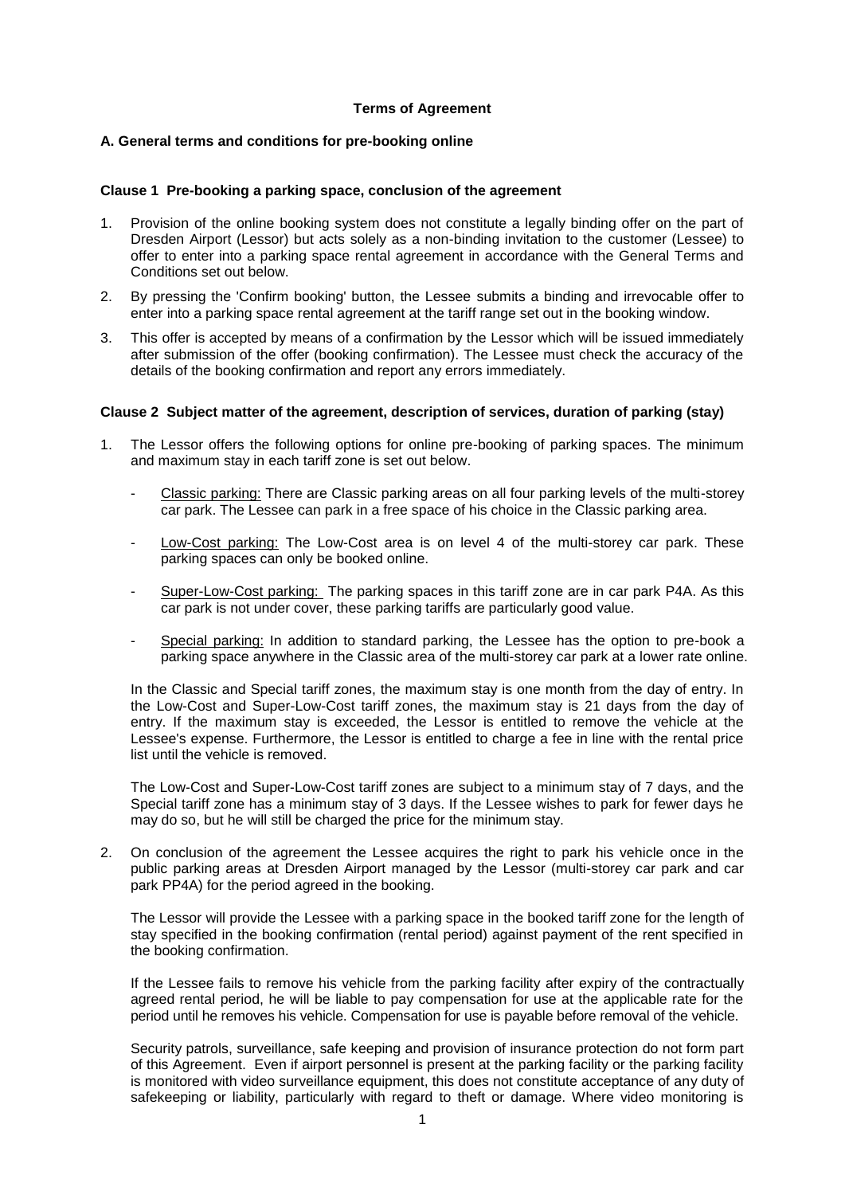**Terms of Agreement**

**A. General terms and conditions for pre-booking online**

**Clause 1 Pre-booking a parking space, conclusion of the agreement**

1. Provision of the online booking system does not constitute a legally binding offer on the part of Dresden Airport (Lessor) but acts solely as a non-binding invitation to the customer (Lessee) to offer to enter into a parking space rental agreement in accordance with the General Terms and Conditions set out below.
2. By pressing the 'Confirm booking' button, the Lessee submits a binding and irrevocable offer to enter into a parking space rental agreement at the tariff range set out in the booking window.
3. This offer is accepted by means of a confirmation by the Lessor which will be issued immediately after submission of the offer (booking confirmation). The Lessee must check the accuracy of the details of the booking confirmation and report any errors immediately.

**Clause 2 Subject matter of the agreement, description of services, duration of parking (stay)**

1. The Lessor offers the following options for online pre-booking of parking spaces. The minimum and maximum stay in each tariff zone is set out below.

   - Classic parking: There are Classic parking areas on all four parking levels of the multi-storey car park. The Lessee can park in a free space of his choice in the Classic parking area.
   - Low-Cost parking: The Low-Cost area is on level 4 of the multi-storey car park. These parking spaces can only be booked online.
   - Super-Low-Cost parking: The parking spaces in this tariff zone are in car park P4A. As this car park is not under cover, these parking tariffs are particularly good value.
   - Special parking: In addition to standard parking, the Lessee has the option to pre-book a parking space anywhere in the Classic area of the multi-storey car park at a lower rate online.

   In the Classic and Special tariff zones, the maximum stay is one month from the day of entry. In the Low-Cost and Super-Low-Cost tariff zones, the maximum stay is 21 days from the day of entry. If the maximum stay is exceeded, the Lessor is entitled to remove the vehicle at the Lessee's expense. Furthermore, the Lessor is entitled to charge a fee in line with the rental price list until the vehicle is removed.

   The Low-Cost and Super-Low-Cost tariff zones are subject to a minimum stay of 7 days, and the Special tariff zone has a minimum stay of 3 days. If the Lessee wishes to park for fewer days he may do so, but he will still be charged the price for the minimum stay.

2. On conclusion of the agreement the Lessee acquires the right to park his vehicle once in the public parking areas at Dresden Airport managed by the Lessor (multi-storey car park and car park PP4A) for the period agreed in the booking.

   The Lessor will provide the Lessee with a parking space in the booked tariff zone for the length of stay specified in the booking confirmation (rental period) against payment of the rent specified in the booking confirmation.

   If the Lessee fails to remove his vehicle from the parking facility after expiry of the contractually agreed rental period, he will be liable to pay compensation for use at the applicable rate for the period until he removes his vehicle. Compensation for use is payable before removal of the vehicle.

   Security patrols, surveillance, safe keeping and provision of insurance protection do not form part of this Agreement. Even if airport personnel is present at the parking facility or the parking facility is monitored with video surveillance equipment, this does not constitute acceptance of any duty of safekeeping or liability, particularly with regard to theft or damage. Where video monitoring is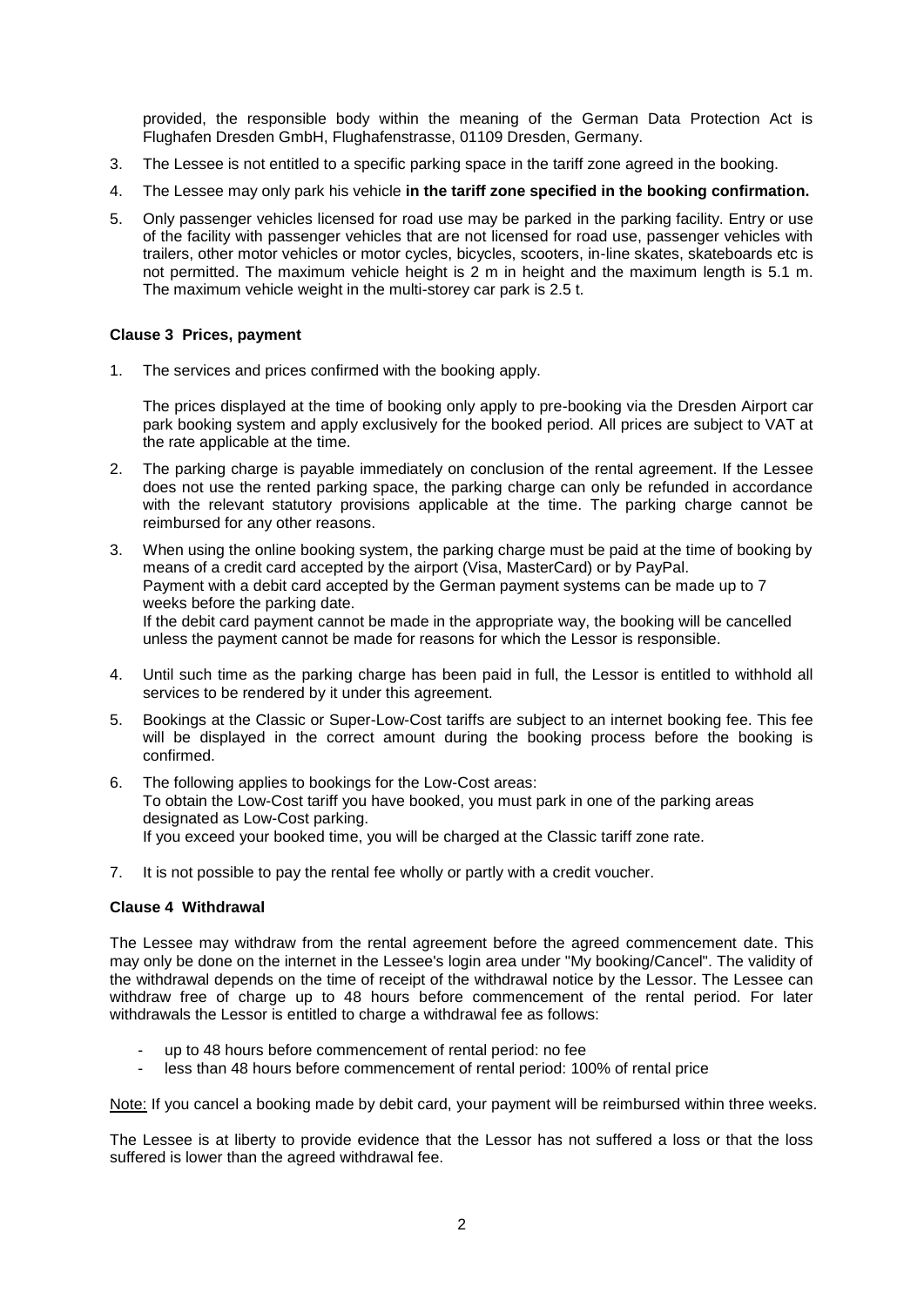provided, the responsible body within the meaning of the German Data Protection Act is Flughafen Dresden GmbH, Flughafenstrasse, 01109 Dresden, Germany.

3. The Lessee is not entitled to a specific parking space in the tariff zone agreed in the booking.
4. The Lessee may only park his vehicle **in the tariff zone specified in the booking confirmation.**
5. Only passenger vehicles licensed for road use may be parked in the parking facility. Entry or use of the facility with passenger vehicles that are not licensed for road use, passenger vehicles with trailers, other motor vehicles or motor cycles, bicycles, scooters, in-line skates, skateboards etc is not permitted. The maximum vehicle height is 2 m in height and the maximum length is 5.1 m. The maximum vehicle weight in the multi-storey car park is 2.5 t.

**Clause 3 Prices, payment**

1. The services and prices confirmed with the booking apply.

   The prices displayed at the time of booking only apply to pre-booking via the Dresden Airport car park booking system and apply exclusively for the booked period. All prices are subject to VAT at the rate applicable at the time.

2. The parking charge is payable immediately on conclusion of the rental agreement. If the Lessee does not use the rented parking space, the parking charge can only be refunded in accordance with the relevant statutory provisions applicable at the time. The parking charge cannot be reimbursed for any other reasons.
3. When using the online booking system, the parking charge must be paid at the time of booking by means of a credit card accepted by the airport (Visa, MasterCard) or by PayPal.
   Payment with a debit card accepted by the German payment systems can be made up to 7 weeks before the parking date.
   If the debit card payment cannot be made in the appropriate way, the booking will be cancelled unless the payment cannot be made for reasons for which the Lessor is responsible.
4. Until such time as the parking charge has been paid in full, the Lessor is entitled to withhold all services to be rendered by it under this agreement.
5. Bookings at the Classic or Super-Low-Cost tariffs are subject to an internet booking fee. This fee will be displayed in the correct amount during the booking process before the booking is confirmed.
6. The following applies to bookings for the Low-Cost areas:
   To obtain the Low-Cost tariff you have booked, you must park in one of the parking areas designated as Low-Cost parking.
   If you exceed your booked time, you will be charged at the Classic tariff zone rate.
7. It is not possible to pay the rental fee wholly or partly with a credit voucher.

**Clause 4 Withdrawal**

The Lessee may withdraw from the rental agreement before the agreed commencement date. This may only be done on the internet in the Lessee's login area under "My booking/Cancel". The validity of the withdrawal depends on the time of receipt of the withdrawal notice by the Lessor. The Lessee can withdraw free of charge up to 48 hours before commencement of the rental period. For later withdrawals the Lessor is entitled to charge a withdrawal fee as follows:

- up to 48 hours before commencement of rental period: no fee
- less than 48 hours before commencement of rental period: 100% of rental price

Note: If you cancel a booking made by debit card, your payment will be reimbursed within three weeks.

The Lessee is at liberty to provide evidence that the Lessor has not suffered a loss or that the loss suffered is lower than the agreed withdrawal fee.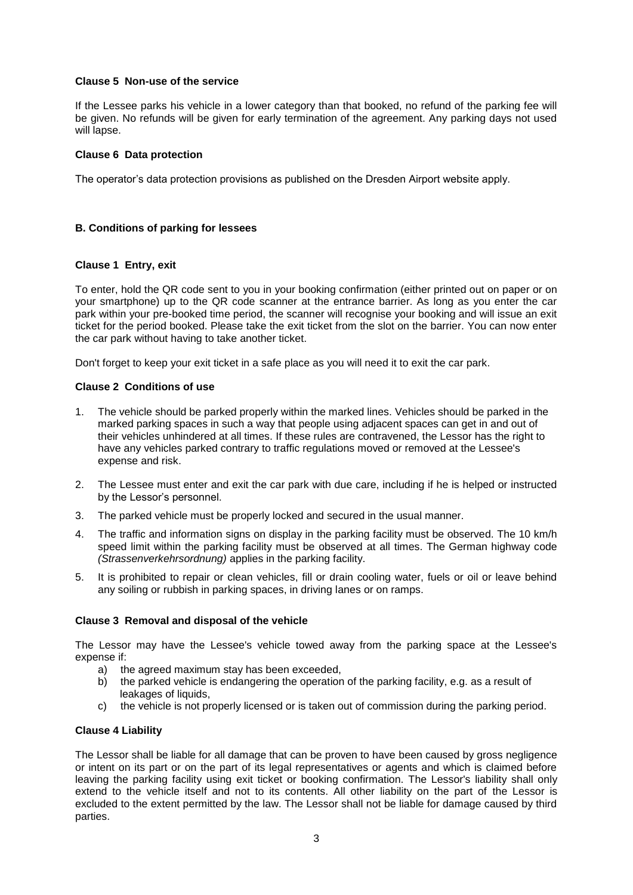### Clause 5 Non-use of the service

If the Lessee parks his vehicle in a lower category than that booked, no refund of the parking fee will be given. No refunds will be given for early termination of the agreement. Any parking days not used will lapse.

### Clause 6 Data protection

The operator's data protection provisions as published on the Dresden Airport website apply.

## B. Conditions of parking for lessees

### Clause 1 Entry, exit

To enter, hold the QR code sent to you in your booking confirmation (either printed out on paper or on your smartphone) up to the QR code scanner at the entrance barrier. As long as you enter the car park within your pre-booked time period, the scanner will recognise your booking and will issue an exit ticket for the period booked. Please take the exit ticket from the slot on the barrier. You can now enter the car park without having to take another ticket.

Don't forget to keep your exit ticket in a safe place as you will need it to exit the car park.

### Clause 2 Conditions of use

1. The vehicle should be parked properly within the marked lines. Vehicles should be parked in the marked parking spaces in such a way that people using adjacent spaces can get in and out of their vehicles unhindered at all times. If these rules are contravened, the Lessor has the right to have any vehicles parked contrary to traffic regulations moved or removed at the Lessee's expense and risk.
2. The Lessee must enter and exit the car park with due care, including if he is helped or instructed by the Lessor's personnel.
3. The parked vehicle must be properly locked and secured in the usual manner.
4. The traffic and information signs on display in the parking facility must be observed. The 10 km/h speed limit within the parking facility must be observed at all times. The German highway code *(Strassenverkehrsordnung)* applies in the parking facility.
5. It is prohibited to repair or clean vehicles, fill or drain cooling water, fuels or oil or leave behind any soiling or rubbish in parking spaces, in driving lanes or on ramps.

### Clause 3 Removal and disposal of the vehicle

The Lessor may have the Lessee's vehicle towed away from the parking space at the Lessee's expense if:

a) the agreed maximum stay has been exceeded,
b) the parked vehicle is endangering the operation of the parking facility, e.g. as a result of leakages of liquids,
c) the vehicle is not properly licensed or is taken out of commission during the parking period.

### Clause 4 Liability

The Lessor shall be liable for all damage that can be proven to have been caused by gross negligence or intent on its part or on the part of its legal representatives or agents and which is claimed before leaving the parking facility using exit ticket or booking confirmation. The Lessor's liability shall only extend to the vehicle itself and not to its contents. All other liability on the part of the Lessor is excluded to the extent permitted by the law. The Lessor shall not be liable for damage caused by third parties.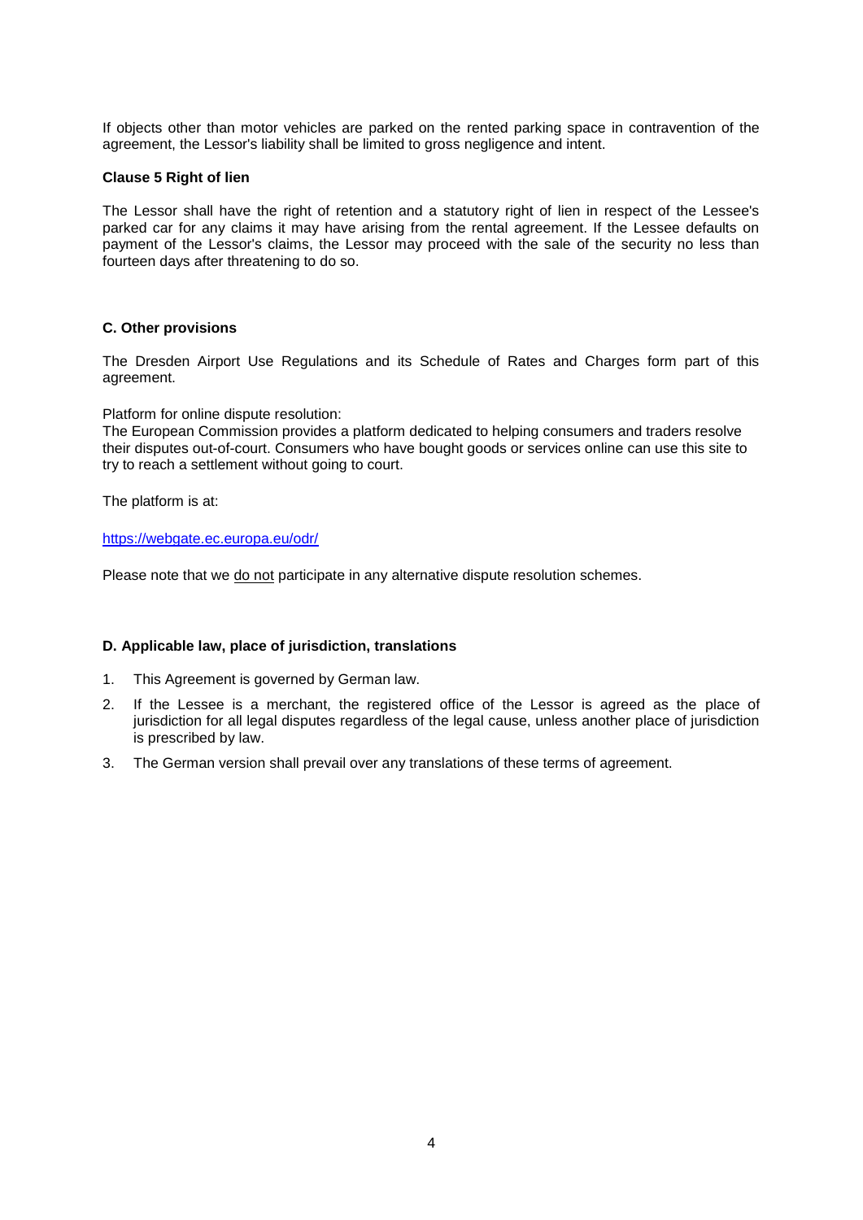If objects other than motor vehicles are parked on the rented parking space in contravention of the agreement, the Lessor's liability shall be limited to gross negligence and intent.

**Clause 5 Right of lien**

The Lessor shall have the right of retention and a statutory right of lien in respect of the Lessee's parked car for any claims it may have arising from the rental agreement. If the Lessee defaults on payment of the Lessor's claims, the Lessor may proceed with the sale of the security no less than fourteen days after threatening to do so.

## C. Other provisions

The Dresden Airport Use Regulations and its Schedule of Rates and Charges form part of this agreement.

Platform for online dispute resolution:
The European Commission provides a platform dedicated to helping consumers and traders resolve their disputes out-of-court. Consumers who have bought goods or services online can use this site to try to reach a settlement without going to court.

The platform is at:

https://webgate.ec.europa.eu/odr/

Please note that we do not participate in any alternative dispute resolution schemes.

## D. Applicable law, place of jurisdiction, translations

1. This Agreement is governed by German law.
2. If the Lessee is a merchant, the registered office of the Lessor is agreed as the place of jurisdiction for all legal disputes regardless of the legal cause, unless another place of jurisdiction is prescribed by law.
3. The German version shall prevail over any translations of these terms of agreement.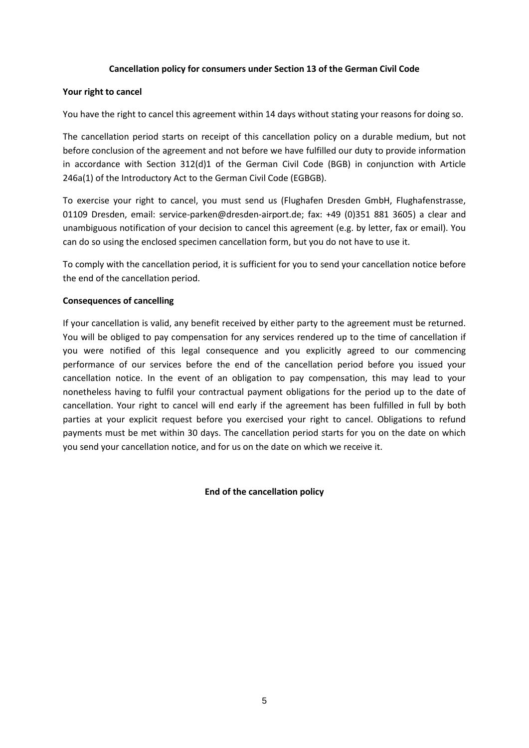**Cancellation policy for consumers under Section 13 of the German Civil Code**

**Your right to cancel**

You have the right to cancel this agreement within 14 days without stating your reasons for doing so.

The cancellation period starts on receipt of this cancellation policy on a durable medium, but not before conclusion of the agreement and not before we have fulfilled our duty to provide information in accordance with Section 312(d)1 of the German Civil Code (BGB) in conjunction with Article 246a(1) of the Introductory Act to the German Civil Code (EGBGB).

To exercise your right to cancel, you must send us (Flughafen Dresden GmbH, Flughafenstrasse, 01109 Dresden, email: service-parken@dresden-airport.de; fax: +49 (0)351 881 3605) a clear and unambiguous notification of your decision to cancel this agreement (e.g. by letter, fax or email). You can do so using the enclosed specimen cancellation form, but you do not have to use it.

To comply with the cancellation period, it is sufficient for you to send your cancellation notice before the end of the cancellation period.

**Consequences of cancelling**

If your cancellation is valid, any benefit received by either party to the agreement must be returned. You will be obliged to pay compensation for any services rendered up to the time of cancellation if you were notified of this legal consequence and you explicitly agreed to our commencing performance of our services before the end of the cancellation period before you issued your cancellation notice. In the event of an obligation to pay compensation, this may lead to your nonetheless having to fulfil your contractual payment obligations for the period up to the date of cancellation. Your right to cancel will end early if the agreement has been fulfilled in full by both parties at your explicit request before you exercised your right to cancel. Obligations to refund payments must be met within 30 days. The cancellation period starts for you on the date on which you send your cancellation notice, and for us on the date on which we receive it.

**End of the cancellation policy**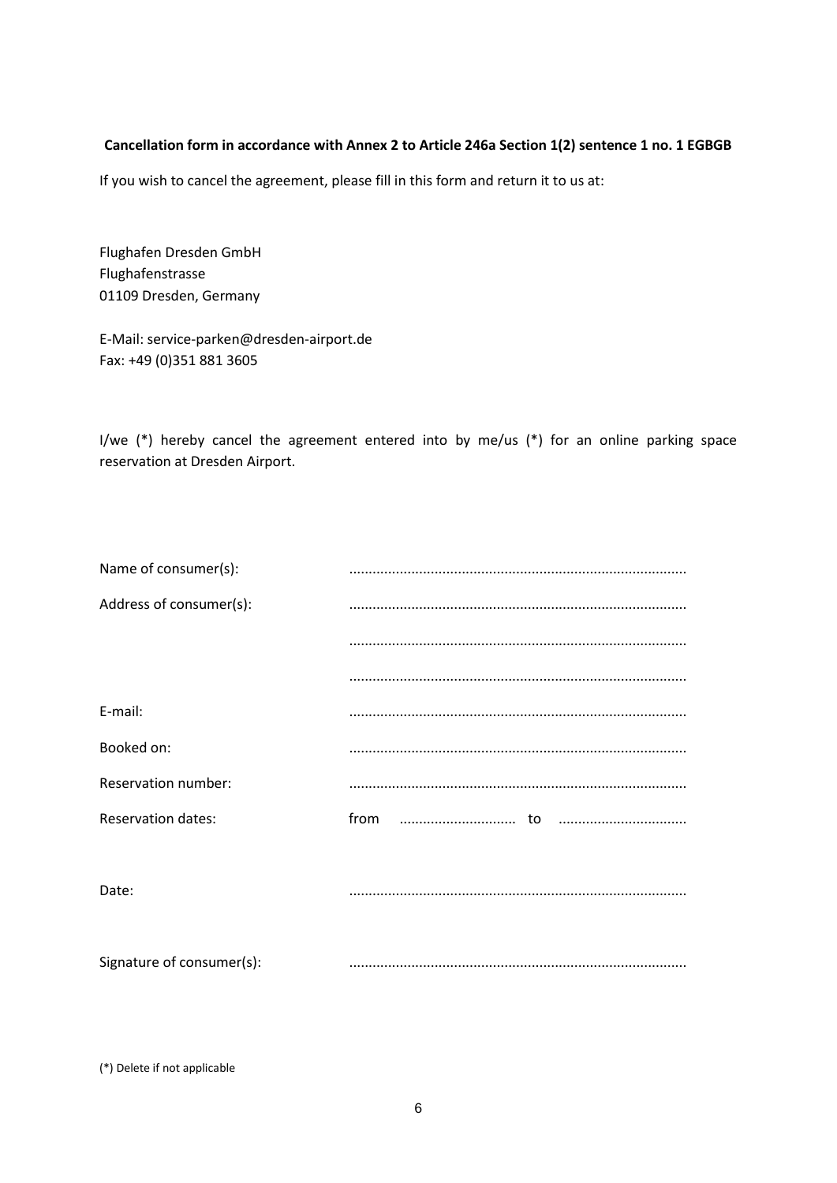**Cancellation form in accordance with Annex 2 to Article 246a Section 1(2) sentence 1 no. 1 EGBGB**

If you wish to cancel the agreement, please fill in this form and return it to us at:

Flughafen Dresden GmbH
Flughafenstrasse
01109 Dresden, Germany

E-Mail: service-parken@dresden-airport.de
Fax: +49 (0)351 881 3605

I/we (*) hereby cancel the agreement entered into by me/us (*) for an online parking space reservation at Dresden Airport.

| | |
|---|---|
| Name of consumer(s): | ....................................................................................... |
| Address of consumer(s): | ....................................................................................... |
| | ....................................................................................... |
| | ....................................................................................... |
| E-mail: | ....................................................................................... |
| Booked on: | ....................................................................................... |
| Reservation number: | ....................................................................................... |
| Reservation dates: | from ............................. to ................................ |
| Date: | ....................................................................................... |
| Signature of consumer(s): | ....................................................................................... |

(*) Delete if not applicable